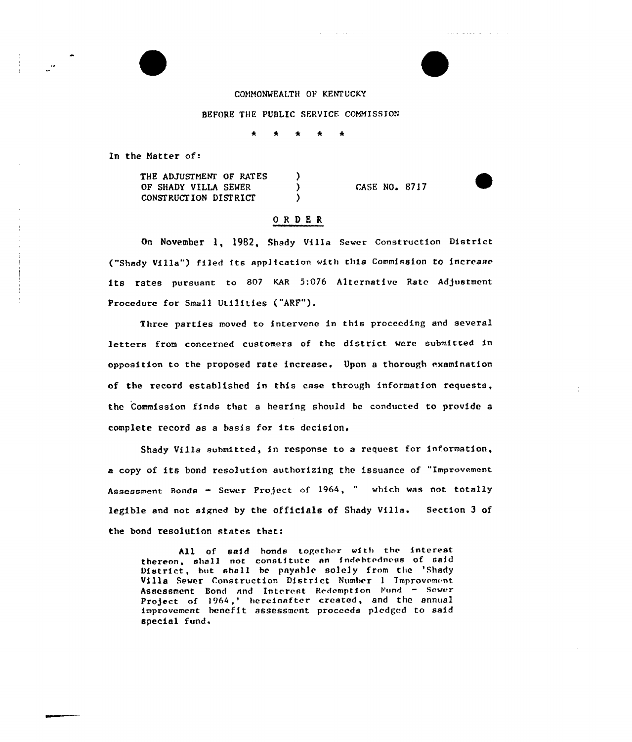COMMONWEALTH OF KENTUCKY

BEFORE THE PUBLIC SERVICE COMMISSION

\* \* \* \* \*

In the Matter of:

THE ADJUSTMENT OF RATES OF SHADY VILLA SEWER CONSTRUCTION DISTRICT ) CASE NO. 8717

## ORDER

On November 1, 1982, Shady Villa Sewer Construction District ("Shady Villa") filed its application with this Commission to increase its rates pursuant to 807 KAR 5:076 Alternative Rate Adjustment Procedure for Small Utilities ("ARF").

Three parties moved to intervene in this proceeding and several letters from concerned customers of the district were submitted in opposition to the proposed rate increase. Upon a thorough examination of the record established in this case through information requests, the Commission finds that a hearing should be conducted to provide a complete record as a basis for its decision.

Shady Villa submitted, in response to a request for information, a copy of its bond resolution authorizing the issuance of "Improvement Assessment Bonds - Sewer Project of 1964, " which was not totally legible and not signed by the officials of Shady Villa. Section 3 of the bond resolution states that:

> All of said bonds together with the interest thereon, shall not constitute an indebtedness of said District, but shall be payable solely from the 'Shady Villa Sewer Construction District Number 1 Improvement Assessment Bond and Interest Redemption Fund - Sewer Project of 1964,' hereinafter created, and the annual improvement benefit assessment proceeds pledged to said special fund.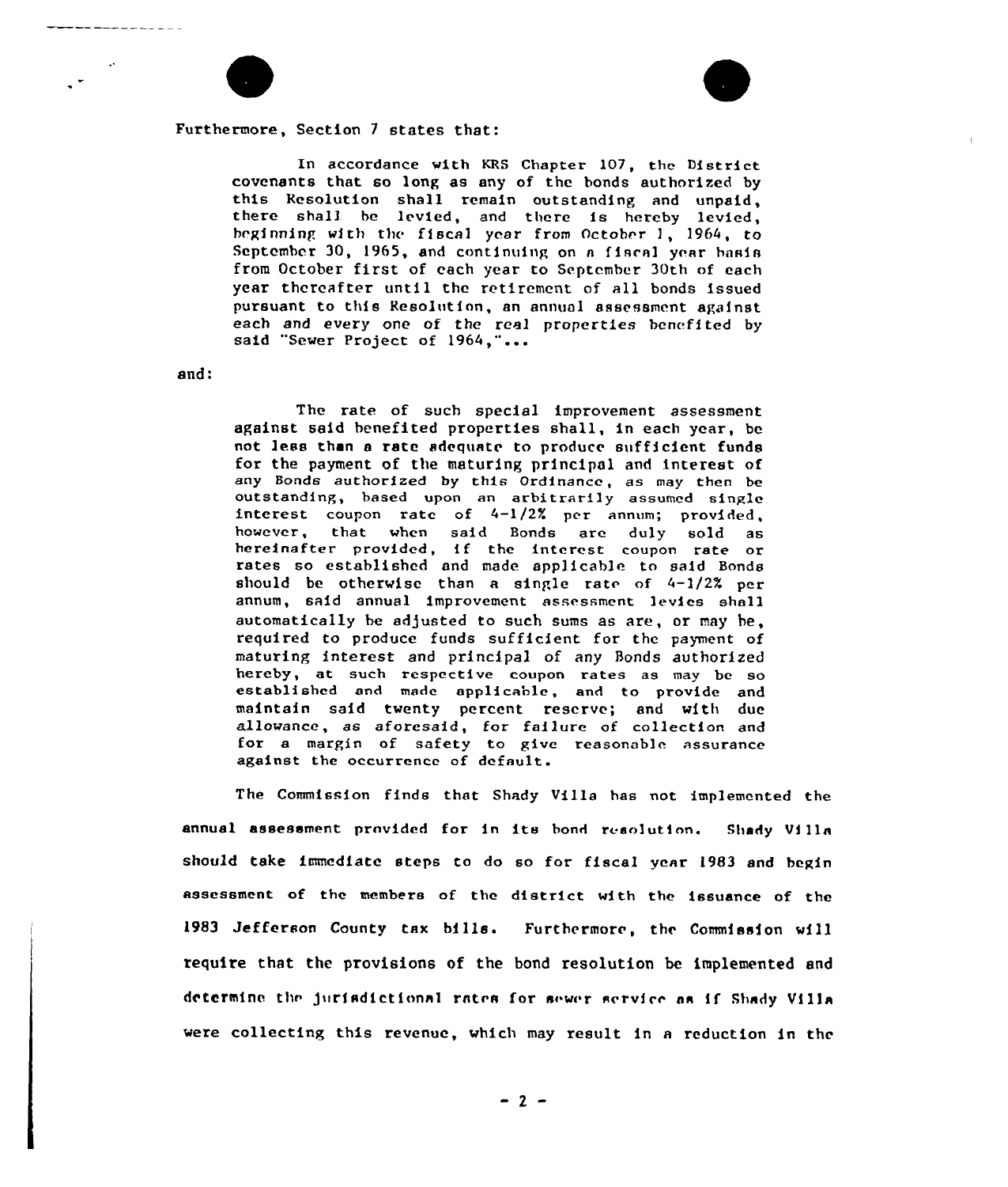Furthermore, Section 7 states that:

> In accordance with KRS Chapter 107, the District covenants that so long as any of the bonds authorized by this Resolution shall remain outstanding and unpaid, there shall be levied, and there is hereby levied, beginning with the fiscal year from October 1, 1964, to September 30, 1965, and continuing on a fiscal year basis from October first of each year to September 30th of each year thereafter until the retirement of all bonds issued pursuant to this Resolution, an annual assessment against each and every one of the real properties benefited by said "Sewer Project of 1964,"...

and:

> The rate of such special improvement assessment against said benefited properties shall, in each year, be not less than a rate adequate to produce sufficient funds for the payment of the maturing principal and interest of any Bonds authorized by this Ordinance, as may then be outstanding, based upon an arbitrarily assumed single interest coupon rate of 4-1/2% per annum; provided, however, that when said Bonds are duly sold as hereinafter provided, if the interest coupon rate or rates so established and made applicable to said Bonds should be otherwise than a single rate of 4-1/2% per annum, said annual improvement assessment levies shall automatically be adjusted to such sums as are, or may be, required to produce funds sufficient for the payment of maturing interest and principal of any Bonds authorized hereby, at such respective coupon rates as may be so established and made applicable, and to provide and maintain said twenty percent reserve; and with due allowance, as aforesaid, for failure of collection and for a margin of safety to give reasonable assurance against the occurrence of default.

The Commission finds that Shady Villa has not implemented the annual assessment provided for in its bond resolution. Shady Villa should take immediate steps to do so for fiscal year 1983 and begin assessment of the members of the district with the issuance of the 1983 Jefferson County tax bills. Furthermore, the Commission will require that the provisions of the bond resolution be implemented and determine the jurisdictional rates for sewer service as if Shady Villa were collecting this revenue, which may result in a reduction in the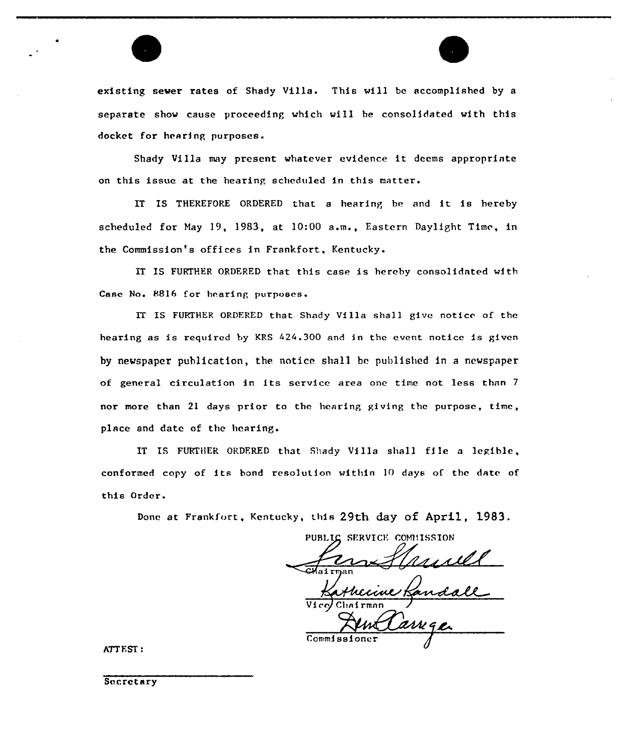existing sewer rates of Shady Villa. This will be accomplished by a separate show cause proceeding which will be consolidated with this docket for hearing purposes.

Shady Villa may present whatever evidence it deems appropriate on this issue at the hearing scheduled in this matter.

IT IS THEREFORE ORDERED that a hearing be and it is hereby scheduled for May 19, 1983, at 10:00 a.m., Eastern Daylight Time, in the Commission's offices in Frankfort, Kentucky.

IT IS FURTHER ORDERED that this case is hereby consolidated with Case No. 8816 for hearing purposes.

IT IS FURTHER ORDERED that Shady Villa shall give notice of the hearing as is required by KRS 424.300 and in the event notice is given by newspaper publication, the notice shall be published in a newspaper of general circulation in its service area one time not less than 7 nor more than 21 days prior to the hearing giving the purpose, time, place and date of the hearing.

IT IS FURTHER ORDERED that Shady Villa shall file a legible, conformed copy of its bond resolution within 10 days of the date of this Order.

Done at Frankfort, Kentucky, this 29th day of April, 1983.

PUBLIC SERVICE COMMISSION

Chairman

Vice Chairman

Commissioner

ATTEST:

Secretary